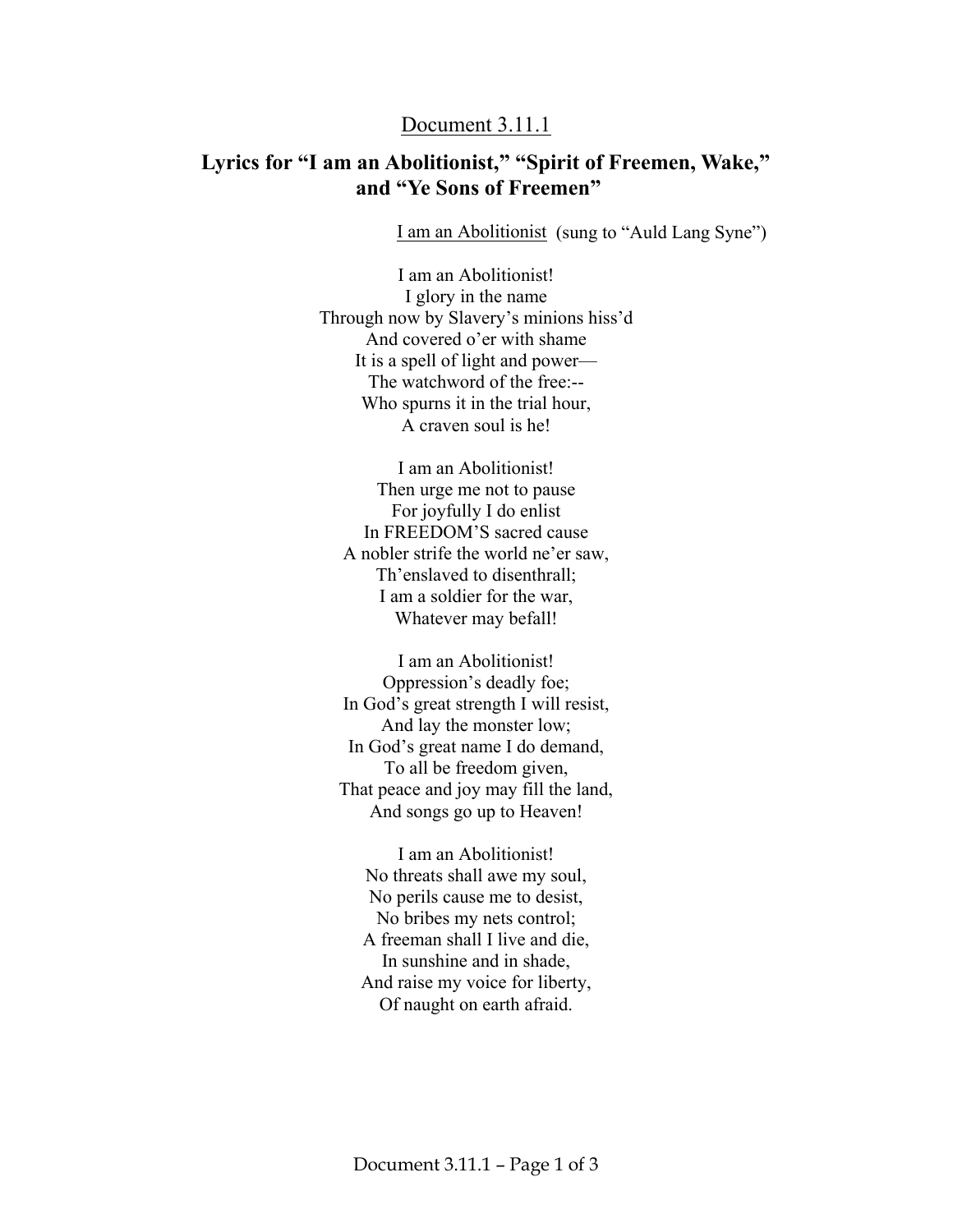Document 3.11.1

## Lyrics for "I am an Abolitionist," "Spirit of Freemen, Wake," and "Ye Sons of Freemen"

I am an Abolitionist (sung to "Auld Lang Syne")

I am an Abolitionist!
I glory in the name
Through now by Slavery's minions hiss'd
And covered o'er with shame
It is a spell of light and power—
The watchword of the free:--
Who spurns it in the trial hour,
A craven soul is he!

I am an Abolitionist!
Then urge me not to pause
For joyfully I do enlist
In FREEDOM'S sacred cause
A nobler strife the world ne'er saw,
Th'enslaved to disenthrall;
I am a soldier for the war,
Whatever may befall!

I am an Abolitionist!
Oppression's deadly foe;
In God's great strength I will resist,
And lay the monster low;
In God's great name I do demand,
To all be freedom given,
That peace and joy may fill the land,
And songs go up to Heaven!

I am an Abolitionist!
No threats shall awe my soul,
No perils cause me to desist,
No bribes my nets control;
A freeman shall I live and die,
In sunshine and in shade,
And raise my voice for liberty,
Of naught on earth afraid.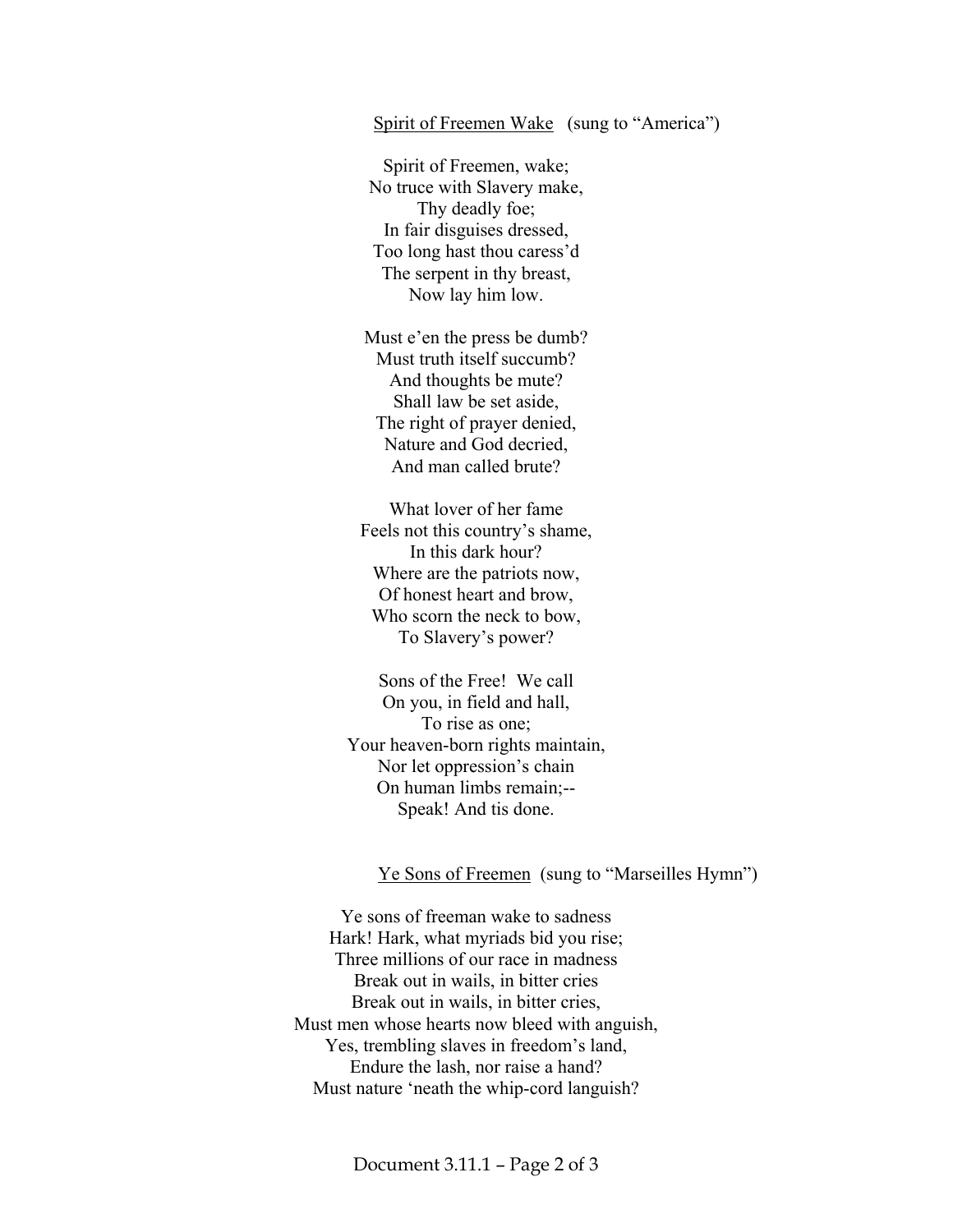<u>Spirit of Freemen Wake</u> (sung to "America")

Spirit of Freemen, wake;
No truce with Slavery make,
Thy deadly foe;
In fair disguises dressed,
Too long hast thou caress'd
The serpent in thy breast,
Now lay him low.

Must e'en the press be dumb?
Must truth itself succumb?
And thoughts be mute?
Shall law be set aside,
The right of prayer denied,
Nature and God decried,
And man called brute?

What lover of her fame
Feels not this country's shame,
In this dark hour?
Where are the patriots now,
Of honest heart and brow,
Who scorn the neck to bow,
To Slavery's power?

Sons of the Free! We call
On you, in field and hall,
To rise as one;
Your heaven-born rights maintain,
Nor let oppression's chain
On human limbs remain;--
Speak! And tis done.

<u>Ye Sons of Freemen</u> (sung to "Marseilles Hymn")

Ye sons of freeman wake to sadness
Hark! Hark, what myriads bid you rise;
Three millions of our race in madness
Break out in wails, in bitter cries
Break out in wails, in bitter cries,
Must men whose hearts now bleed with anguish,
Yes, trembling slaves in freedom's land,
Endure the lash, nor raise a hand?
Must nature 'neath the whip-cord languish?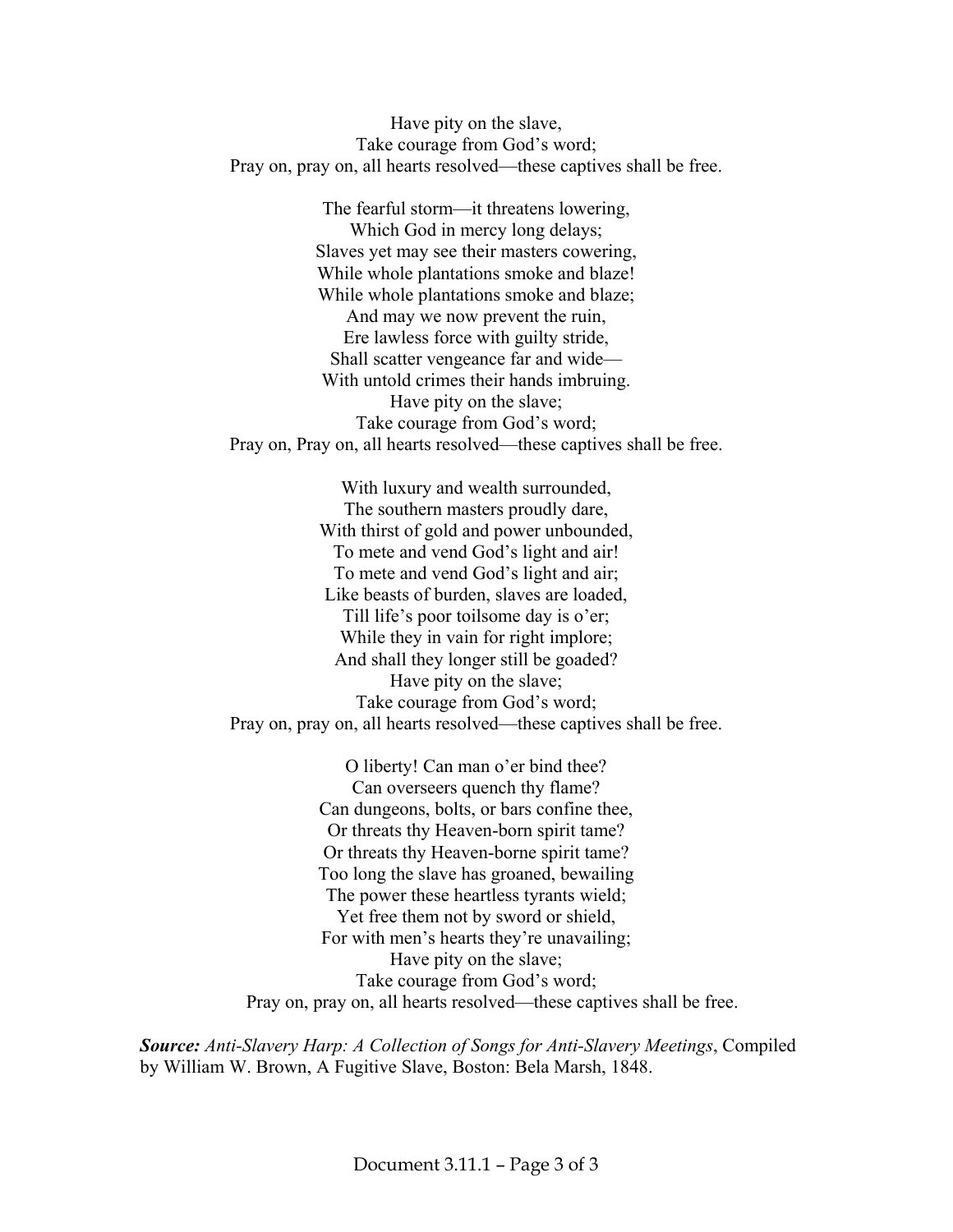Have pity on the slave,
Take courage from God's word;
Pray on, pray on, all hearts resolved—these captives shall be free.

The fearful storm—it threatens lowering,
Which God in mercy long delays;
Slaves yet may see their masters cowering,
While whole plantations smoke and blaze!
While whole plantations smoke and blaze;
And may we now prevent the ruin,
Ere lawless force with guilty stride,
Shall scatter vengeance far and wide—
With untold crimes their hands imbruing.
Have pity on the slave;
Take courage from God's word;
Pray on, Pray on, all hearts resolved—these captives shall be free.

With luxury and wealth surrounded,
The southern masters proudly dare,
With thirst of gold and power unbounded,
To mete and vend God's light and air!
To mete and vend God's light and air;
Like beasts of burden, slaves are loaded,
Till life's poor toilsome day is o'er;
While they in vain for right implore;
And shall they longer still be goaded?
Have pity on the slave;
Take courage from God's word;
Pray on, pray on, all hearts resolved—these captives shall be free.

O liberty! Can man o'er bind thee?
Can overseers quench thy flame?
Can dungeons, bolts, or bars confine thee,
Or threats thy Heaven-born spirit tame?
Or threats thy Heaven-borne spirit tame?
Too long the slave has groaned, bewailing
The power these heartless tyrants wield;
Yet free them not by sword or shield,
For with men's hearts they're unavailing;
Have pity on the slave;
Take courage from God's word;
Pray on, pray on, all hearts resolved—these captives shall be free.

***Source:*** *Anti-Slavery Harp: A Collection of Songs for Anti-Slavery Meetings*, Compiled by William W. Brown, A Fugitive Slave, Boston: Bela Marsh, 1848.